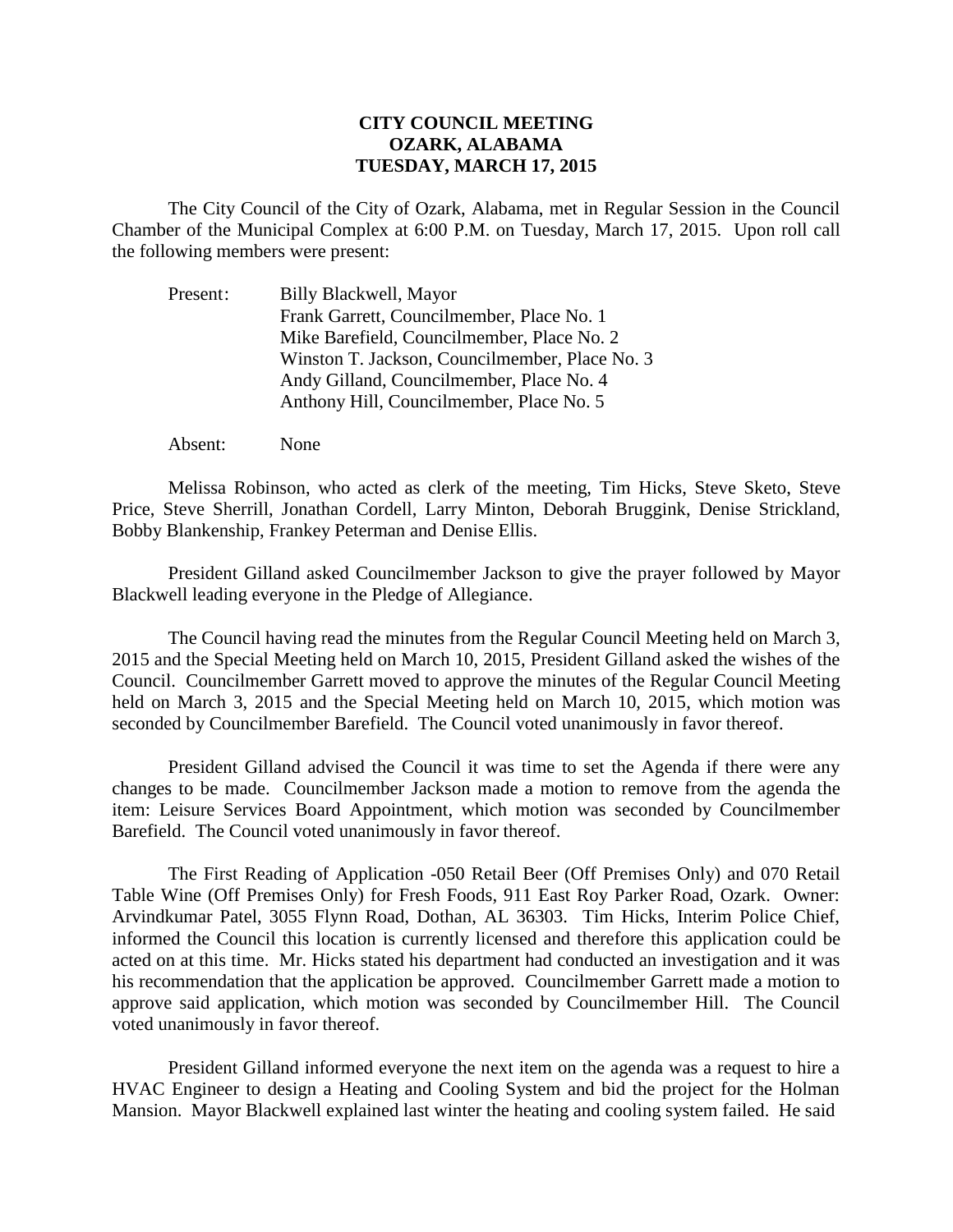**CITY COUNCIL MEETING**
**OZARK, ALABAMA**
**TUESDAY, MARCH 17, 2015**

The City Council of the City of Ozark, Alabama, met in Regular Session in the Council Chamber of the Municipal Complex at 6:00 P.M. on Tuesday, March 17, 2015. Upon roll call the following members were present:

Present: Billy Blackwell, Mayor
Frank Garrett, Councilmember, Place No. 1
Mike Barefield, Councilmember, Place No. 2
Winston T. Jackson, Councilmember, Place No. 3
Andy Gilland, Councilmember, Place No. 4
Anthony Hill, Councilmember, Place No. 5

Absent: None

Melissa Robinson, who acted as clerk of the meeting, Tim Hicks, Steve Sketo, Steve Price, Steve Sherrill, Jonathan Cordell, Larry Minton, Deborah Bruggink, Denise Strickland, Bobby Blankenship, Frankey Peterman and Denise Ellis.

President Gilland asked Councilmember Jackson to give the prayer followed by Mayor Blackwell leading everyone in the Pledge of Allegiance.

The Council having read the minutes from the Regular Council Meeting held on March 3, 2015 and the Special Meeting held on March 10, 2015, President Gilland asked the wishes of the Council. Councilmember Garrett moved to approve the minutes of the Regular Council Meeting held on March 3, 2015 and the Special Meeting held on March 10, 2015, which motion was seconded by Councilmember Barefield. The Council voted unanimously in favor thereof.

President Gilland advised the Council it was time to set the Agenda if there were any changes to be made. Councilmember Jackson made a motion to remove from the agenda the item: Leisure Services Board Appointment, which motion was seconded by Councilmember Barefield. The Council voted unanimously in favor thereof.

The First Reading of Application -050 Retail Beer (Off Premises Only) and 070 Retail Table Wine (Off Premises Only) for Fresh Foods, 911 East Roy Parker Road, Ozark. Owner: Arvindkumar Patel, 3055 Flynn Road, Dothan, AL 36303. Tim Hicks, Interim Police Chief, informed the Council this location is currently licensed and therefore this application could be acted on at this time. Mr. Hicks stated his department had conducted an investigation and it was his recommendation that the application be approved. Councilmember Garrett made a motion to approve said application, which motion was seconded by Councilmember Hill. The Council voted unanimously in favor thereof.

President Gilland informed everyone the next item on the agenda was a request to hire a HVAC Engineer to design a Heating and Cooling System and bid the project for the Holman Mansion. Mayor Blackwell explained last winter the heating and cooling system failed. He said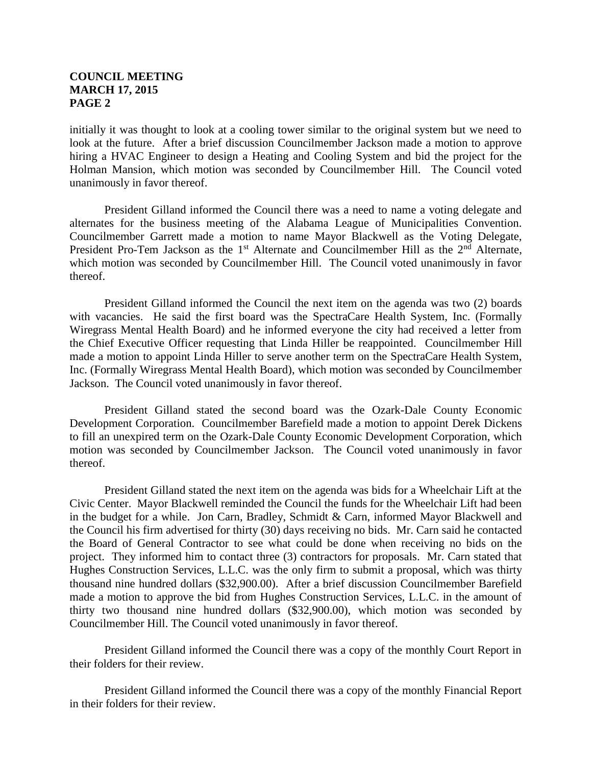initially it was thought to look at a cooling tower similar to the original system but we need to look at the future. After a brief discussion Councilmember Jackson made a motion to approve hiring a HVAC Engineer to design a Heating and Cooling System and bid the project for the Holman Mansion, which motion was seconded by Councilmember Hill. The Council voted unanimously in favor thereof.

President Gilland informed the Council there was a need to name a voting delegate and alternates for the business meeting of the Alabama League of Municipalities Convention. Councilmember Garrett made a motion to name Mayor Blackwell as the Voting Delegate, President Pro-Tem Jackson as the 1st Alternate and Councilmember Hill as the 2nd Alternate, which motion was seconded by Councilmember Hill. The Council voted unanimously in favor thereof.

President Gilland informed the Council the next item on the agenda was two (2) boards with vacancies. He said the first board was the SpectraCare Health System, Inc. (Formally Wiregrass Mental Health Board) and he informed everyone the city had received a letter from the Chief Executive Officer requesting that Linda Hiller be reappointed. Councilmember Hill made a motion to appoint Linda Hiller to serve another term on the SpectraCare Health System, Inc. (Formally Wiregrass Mental Health Board), which motion was seconded by Councilmember Jackson. The Council voted unanimously in favor thereof.

President Gilland stated the second board was the Ozark-Dale County Economic Development Corporation. Councilmember Barefield made a motion to appoint Derek Dickens to fill an unexpired term on the Ozark-Dale County Economic Development Corporation, which motion was seconded by Councilmember Jackson. The Council voted unanimously in favor thereof.

President Gilland stated the next item on the agenda was bids for a Wheelchair Lift at the Civic Center. Mayor Blackwell reminded the Council the funds for the Wheelchair Lift had been in the budget for a while. Jon Carn, Bradley, Schmidt & Carn, informed Mayor Blackwell and the Council his firm advertised for thirty (30) days receiving no bids. Mr. Carn said he contacted the Board of General Contractor to see what could be done when receiving no bids on the project. They informed him to contact three (3) contractors for proposals. Mr. Carn stated that Hughes Construction Services, L.L.C. was the only firm to submit a proposal, which was thirty thousand nine hundred dollars ($32,900.00). After a brief discussion Councilmember Barefield made a motion to approve the bid from Hughes Construction Services, L.L.C. in the amount of thirty two thousand nine hundred dollars ($32,900.00), which motion was seconded by Councilmember Hill. The Council voted unanimously in favor thereof.

President Gilland informed the Council there was a copy of the monthly Court Report in their folders for their review.

President Gilland informed the Council there was a copy of the monthly Financial Report in their folders for their review.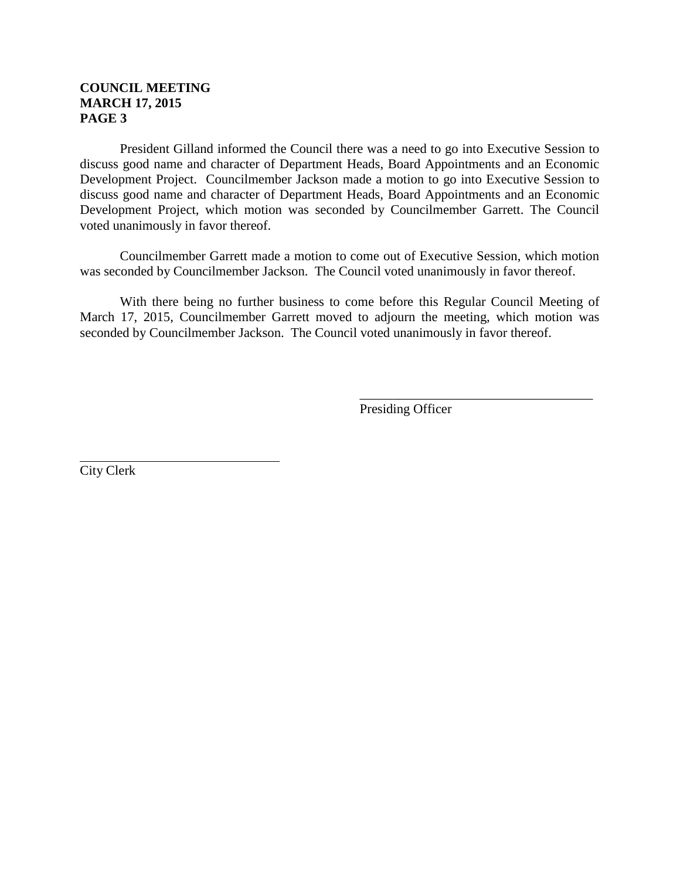President Gilland informed the Council there was a need to go into Executive Session to discuss good name and character of Department Heads, Board Appointments and an Economic Development Project. Councilmember Jackson made a motion to go into Executive Session to discuss good name and character of Department Heads, Board Appointments and an Economic Development Project, which motion was seconded by Councilmember Garrett. The Council voted unanimously in favor thereof.

Councilmember Garrett made a motion to come out of Executive Session, which motion was seconded by Councilmember Jackson. The Council voted unanimously in favor thereof.

With there being no further business to come before this Regular Council Meeting of March 17, 2015, Councilmember Garrett moved to adjourn the meeting, which motion was seconded by Councilmember Jackson. The Council voted unanimously in favor thereof.

\_\_\_\_\_\_\_\_\_\_\_\_\_\_\_\_\_\_\_\_\_\_\_\_\_\_\_\_\_\_\_\_\_\_\_\_

Presiding Officer

\_\_\_\_\_\_\_\_\_\_\_\_\_\_\_\_\_\_\_\_\_\_\_\_\_\_\_\_\_\_\_

City Clerk